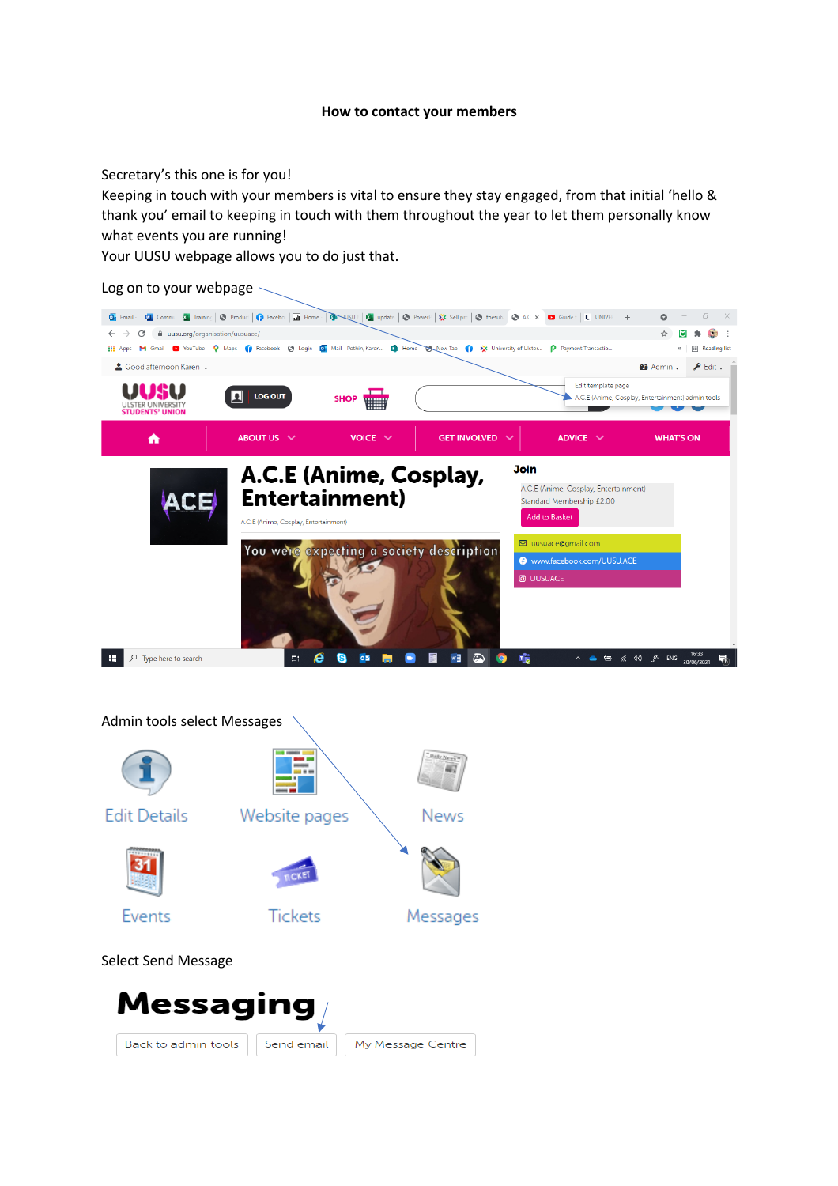**How to contact your members**

Secretary's this one is for you!
Keeping in touch with your members is vital to ensure they stay engaged, from that initial 'hello & thank you' email to keeping in touch with them throughout the year to let them personally know what events you are running!
Your UUSU webpage allows you to do just that.

Log on to your webpage

Admin tools select Messages

Select Send Message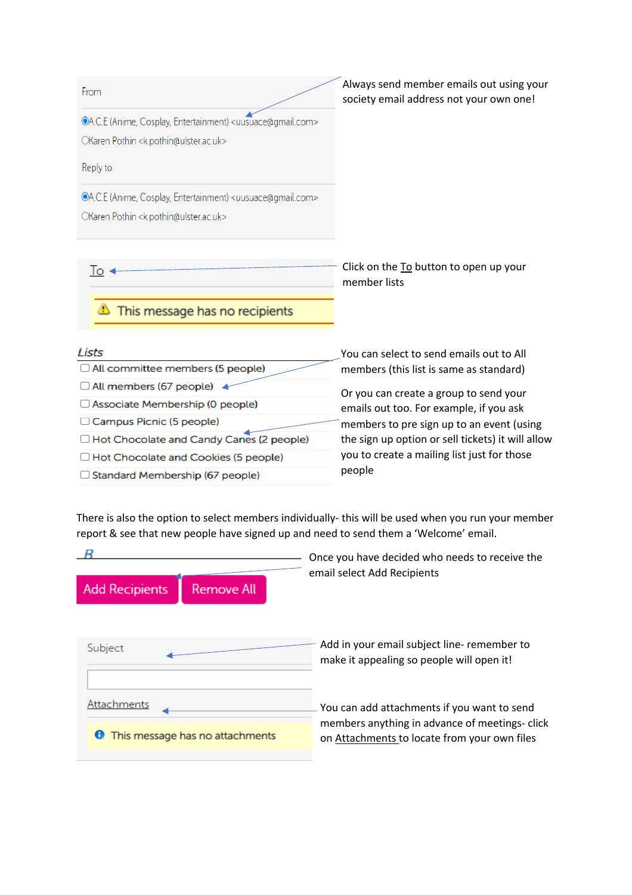From

◉A.C.E (Anime, Cosplay, Entertainment) <uusuace@gmail.com>

○Karen Pothin <k.pothin@ulster.ac.uk>

Reply to

◉A.C.E (Anime, Cosplay, Entertainment) <uusuace@gmail.com>

○Karen Pothin <k.pothin@ulster.ac.uk>

Always send member emails out using your society email address not your own one!

To

⚠ This message has no recipients

Click on the To button to open up your member lists

*Lists*

- ☐ All committee members (5 people)
- ☐ All members (67 people)
- ☐ Associate Membership (0 people)
- ☐ Campus Picnic (5 people)
- ☐ Hot Chocolate and Candy Canes (2 people)
- ☐ Hot Chocolate and Cookies (5 people)
- ☐ Standard Membership (67 people)

You can select to send emails out to All members (this list is same as standard)

Or you can create a group to send your emails out too. For example, if you ask members to pre sign up to an event (using the sign up option or sell tickets) it will allow you to create a mailing list just for those people

There is also the option to select members individually- this will be used when you run your member report & see that new people have signed up and need to send them a 'Welcome' email.

Add Recipients | Remove All

Once you have decided who needs to receive the email select Add Recipients

Subject

Add in your email subject line- remember to make it appealing so people will open it!

Attachments

ℹ This message has no attachments

You can add attachments if you want to send members anything in advance of meetings- click on Attachments to locate from your own files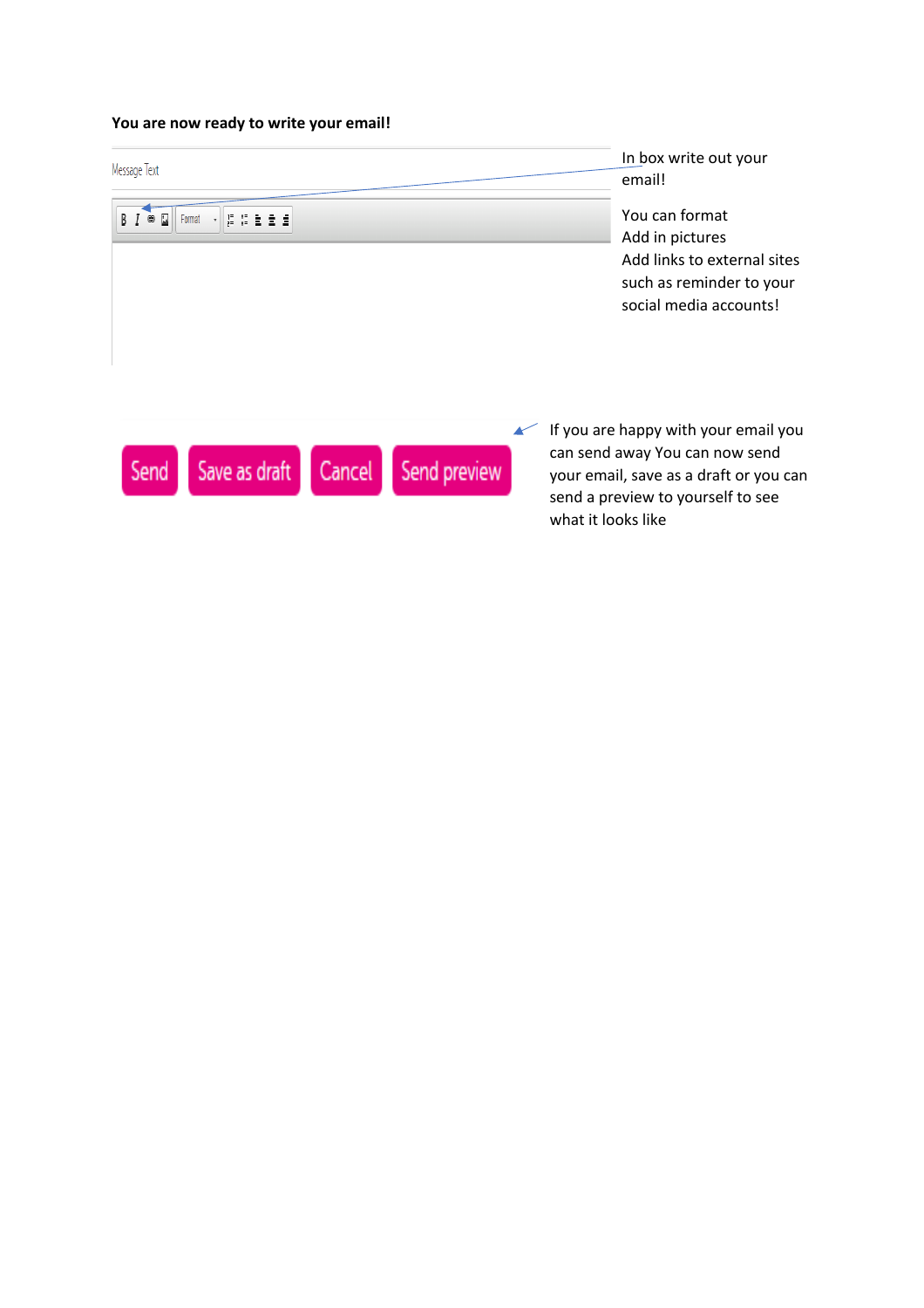**You are now ready to write your email!**

Message Text

B I Format

In box write out your email!

You can format
Add in pictures
Add links to external sites such as reminder to your social media accounts!

Send Save as draft Cancel Send preview

If you are happy with your email you can send away You can now send your email, save as a draft or you can send a preview to yourself to see what it looks like